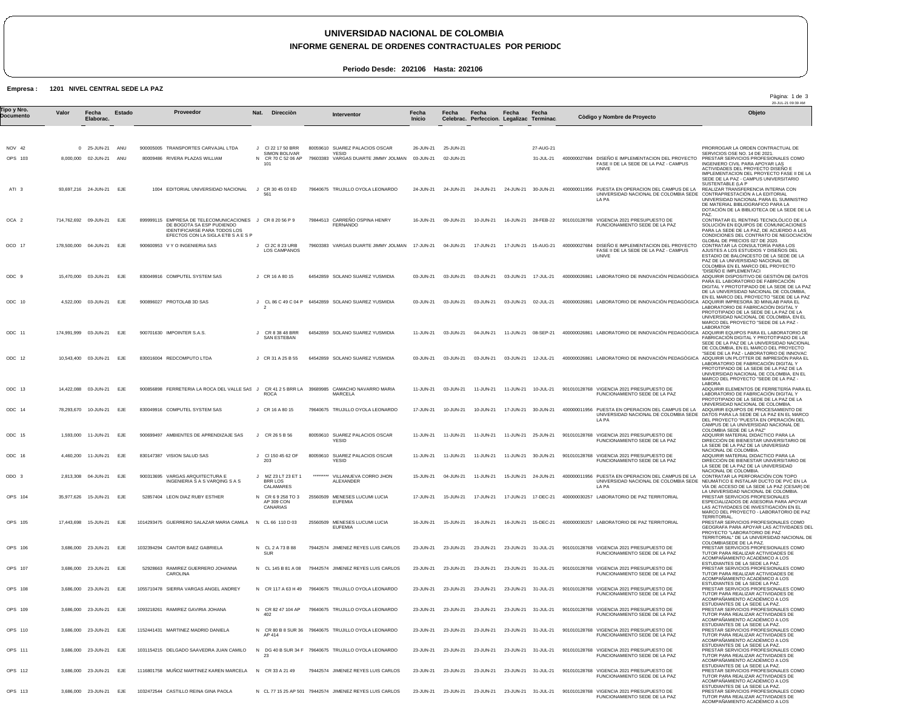# UNIVERSIDAD NACIONAL DE COLOMBIA

## INFORME GENERAL DE ORDENES CONTRACTUALES POR PERIODO

**Periodo Desde: 202106 Hasta: 202106**

**Empresa : 1201 NIVEL CENTRAL SEDE LA PAZ**

20-JUL-21 09:39 AM

| Tipo y Nro. Documento | Valor | Fecha Elaborac. | Estado | Proveedor | Nat. | Dirección | Interventor | Fecha Inicio | Fecha Celebrac. | Fecha Perfeccion. | Fecha Legalizac | Fecha Terminac. | Código y Nombre de Proyecto | Objeto |
|---|---|---|---|---|---|---|---|---|---|---|---|---|---|---|
| NOV 42 | 0 | 25-JUN-21 | ANU | 900005005 TRANSPORTES CARVAJAL LTDA | J | Cl 22 17 50 BRR SIMON BOLIVAR | 80059610 SUAREZ PALACIOS OSCAR YESID | 26-JUN-21 | 25-JUN-21 | | | 27-AUG-21 | | PRORROGAR LA ORDEN CONTRACTUAL DE SERVICIOS OSE NO. 14 DE 2021. |
| OPS 103 | 8,000,000 | 02-JUN-21 | ANU | 80009486 RIVERA PLAZAS WILLIAM | N | CR 70 C 52 06 AP 101 | 79603383 VARGAS DUARTE JIMMY JOLMAN | 03-JUN-21 | 02-JUN-21 | | | 31-JUL-21 | 400000027684 DISEÑO E IMPLEMENTACION DEL PROYECTO FASE II DE LA SEDE DE LA PAZ - CAMPUS UNIVE | PRESTAR SERVICIOS PROFESIONALES COMO INGENIERO CIVIL PARA APOYAR LAS ACTIVIDADES DEL PROYECTO DISEÑO E IMPLEMENTACION DEL PROYECTO FASE II DE LA SEDE DE LA PAZ - CAMPUS UNIVERSITARIO SUSTENTABLE (LA P |
| ATI 3 | 93,697,216 | 24-JUN-21 | EJE | 1004 EDITORIAL UNIVERSIDAD NACIONAL | J | CR 30 45 03 ED 561 | 79640675 TRUJILLO OYOLA LEONARDO | 24-JUN-21 | 24-JUN-21 | 24-JUN-21 | 24-JUN-21 | 30-JUN-21 | 400000011956 PUESTA EN OPERACION DEL CAMPUS DE LA UNIVERSIDAD NACIONAL DE COLOMBIA SEDE LA PA | REALIZAR TRANSFERENCIA INTERNA CON CONTRAPRESTACIÓN A LA EDITORIAL UNIVERSIDAD NACIONAL PARA EL SUMINISTRO DE MATERIAL BIBLIOGRAFICO PARA LA DOTACIÓN DE LA BIBLIOTECA DE LA SEDE DE LA PAZ. |
| OCA 2 | 714,762,692 | 09-JUN-21 | EJE | 899999115 EMPRESA DE TELECOMUNICACIONES DE BOGOTA SA ESP PUDIENDO IDENTIFICARSE PARA TODOS LOS EFECTOS CON LA SIGLA ETB S A E S P | J | CR 8 20 56 P 9 | 79844513 CARREÑO OSPINA HENRY FERNANDO | 16-JUN-21 | 09-JUN-21 | 10-JUN-21 | 16-JUN-21 | 28-FEB-22 | 901010128768 VIGENCIA 2021 PRESUPUESTO DE FUNCIONAMIENTO SEDE DE LA PAZ | CONTRATAR EL RENTING TECNOLÓLICO DE LA SOLUCIÓN EN EQUIPOS DE COMUNICACIONES PARA LA SEDE DE LA PAZ, DE ACUERDO A LAS CONDICIONES DEL CONTRATO DE NEGOCIACIÓN GLOBAL DE PRECIOS 027 DE 2020. |
| OCO 17 | 178,500,000 | 04-JUN-21 | EJE | 900600953 V Y O INGENIERIA SAS | J | Cl 2C 8 23 URB LOS CAMPANOS | 79603383 VARGAS DUARTE JIMMY JOLMAN | 17-JUN-21 | 04-JUN-21 | 17-JUN-21 | 17-JUN-21 | 15-AUG-21 | 400000027684 DISEÑO E IMPLEMENTACION DEL PROYECTO FASE II DE LA SEDE DE LA PAZ - CAMPUS UNIVE | CONTRATAR LA CONSULTORÍA PARA LOS AJUSTES A LOS ESTUDIOS Y DISEÑOS DEL ESTADIO DE BALONCESTO DE LA SEDE DE LA PAZ DE LA UNIVERSIDAD NACIONAL DE COLOMBIA EN EL MARCO DEL PROYECTO "DISEÑO E IMPLEMENTACI |
| ODC 9 | 15,470,000 | 03-JUN-21 | EJE | 830049916 COMPUTEL SYSTEM SAS | J | CR 16 A 80 15 | 64542859 SOLANO SUAREZ YUSMIDIA | 03-JUN-21 | 03-JUN-21 | 03-JUN-21 | 03-JUN-21 | 17-JUL-21 | 400000026861 LABORATORIO DE INNOVACIÓN PEDAGÓGICA | ADQUIRIR DISPOSITIVO DE GESTIÓN DE DATOS PARA EL LABORATORIO DE FABRICACIÓN DIGITAL Y PROTOTIPADO DE LA SEDE DE LA PAZ DE LA UNIVERSIDAD NACIONAL DE COLOMBIA, EN EL MARCO DEL PROYECTO "SEDE DE LA PAZ |
| ODC 10 | 4,522,000 | 03-JUN-21 | EJE | 900896027 PROTOLAB 3D SAS | J | CL 86 C 49 C 04 P 2 | 64542859 SOLANO SUAREZ YUSMIDIA | 03-JUN-21 | 03-JUN-21 | 03-JUN-21 | 03-JUN-21 | 02-JUL-21 | 400000026861 LABORATORIO DE INNOVACIÓN PEDAGÓGICA | ADQUIRIR IMPRESORA 3D MINILAB PARA EL LABORATORIO DE FABRICACIÓN DIGITAL Y PROTOTIPADO DE LA SEDE DE LA PAZ DE LA UNIVERSIDAD NACIONAL DE COLOMBIA, EN EL MARCO DEL PROYECTO "SEDE DE LA PAZ - LABORATOR |
| ODC 11 | 174,991,999 | 03-JUN-21 | EJE | 900701630 IMPOINTER S.A.S. | J | CR 8 38 48 BRR SAN ESTEBAN | 64542859 SOLANO SUAREZ YUSMIDIA | 11-JUN-21 | 03-JUN-21 | 04-JUN-21 | 11-JUN-21 | 08-SEP-21 | 400000026861 LABORATORIO DE INNOVACIÓN PEDAGÓGICA | ADQUIRIR EQUIPOS PARA EL LABORATORIO DE FABRICACIÓN DIGITAL Y PROTOTIPADO DE LA SEDE DE LA PAZ DE LA UNIVERSIDAD NACIONAL DE COLOMBIA, EN EL MARCO DEL PROYECTO "SEDE DE LA PAZ - LABORATORIO DE INNOVAC |
| ODC 12 | 10,543,400 | 03-JUN-21 | EJE | 830016004 REDCOMPUTO LTDA | J | CR 31 A 25 B 55 | 64542859 SOLANO SUAREZ YUSMIDIA | 03-JUN-21 | 03-JUN-21 | 03-JUN-21 | 03-JUN-21 | 12-JUL-21 | 400000026861 LABORATORIO DE INNOVACIÓN PEDAGÓGICA | ADQUIRIR UN PLOTTER DE IMPRESIÓN PARA EL LABORATORIO DE FABRICACIÓN DIGITAL Y PROTOTIPADO DE LA SEDE DE LA PAZ DE LA UNIVERSIDAD NACIONAL DE COLOMBIA, EN EL MARCO DEL PROYECTO "SEDE DE LA PAZ - LABORA |
| ODC 13 | 14,422,088 | 03-JUN-21 | EJE | 900856898 FERRETERIA LA ROCA DEL VALLE SAS | J | CR 41 2 5 BRR LA ROCA | 39689985 CAMACHO NAVARRO MARIA MARCELA | 11-JUN-21 | 03-JUN-21 | 11-JUN-21 | 11-JUN-21 | 10-JUL-21 | 901010128768 VIGENCIA 2021 PRESUPUESTO DE FUNCIONAMIENTO SEDE DE LA PAZ | ADQUIRIR ELEMENTOS DE FERRETERÍA PARA EL LABORATORIO DE FABRICACIÓN DIGITAL Y PROTOTIPADO DE LA SEDE DE LA PAZ DE LA UNIVERSIDAD NACIONAL DE COLOMBIA. |
| ODC 14 | 78,293,670 | 10-JUN-21 | EJE | 830049916 COMPUTEL SYSTEM SAS | J | CR 16 A 80 15 | 79640675 TRUJILLO OYOLA LEONARDO | 17-JUN-21 | 10-JUN-21 | 10-JUN-21 | 17-JUN-21 | 30-JUN-21 | 400000011956 PUESTA EN OPERACION DEL CAMPUS DE LA UNIVERSIDAD NACIONAL DE COLOMBIA SEDE LA PA | ADQUIRIR EQUIPOS DE PROCESAMIENTO DE DATOS PARA LA SEDE DE LA PAZ EN EL MARCO DEL PROYECTO "PUESTA EN OPERACIÓN DEL CAMPUS DE LA UNIVERSIDAD NACIONAL DE COLOMBIA SEDE DE LA PAZ" |
| ODC 15 | 1,593,000 | 11-JUN-21 | EJE | 900699497 AMBIENTES DE APRENDIZAJE SAS | J | CR 26 5 B 56 | 80059610 SUAREZ PALACIOS OSCAR YESID | 11-JUN-21 | 11-JUN-21 | 11-JUN-21 | 11-JUN-21 | 25-JUN-21 | 901010128768 VIGENCIA 2021 PRESUPUESTO DE FUNCIONAMIENTO SEDE DE LA PAZ | ADQUIRIR MATERIAL DIDACTICO PARA LA DIRECCIÓN DE BIENESTAR UNIVERSITARIO DE LA SEDE DE LA PAZ DE LA UNIVERSIDAD NACIONAL DE COLOMBIA. |
| ODC 16 | 4,460,200 | 11-JUN-21 | EJE | 830147387 VISION SALUD SAS | J | Cl 150 45 62 OF 203 | 80059610 SUAREZ PALACIOS OSCAR YESID | 11-JUN-21 | 11-JUN-21 | 11-JUN-21 | 11-JUN-21 | 30-JUN-21 | 901010128768 VIGENCIA 2021 PRESUPUESTO DE FUNCIONAMIENTO SEDE DE LA PAZ | ADQUIRIR MATERIAL DIDACTICO PARA LA DIRECCIÓN DE BIENESTAR UNIVERSITARIO DE LA SEDE DE LA PAZ DE LA UNIVERSIDAD NACIONAL DE COLOMBIA. |
| ODO 3 | 2,813,308 | 04-JUN-21 | EJE | 900313695 VARGAS ARQUITECTURA E INGENIERIA S A S VARQING S A S | J | MZ 23 LT 23 ET 1 BRR LOS CALAMARES | ********* VILLANUEVA CORRO JHON ALEXANDER | 15-JUN-21 | 04-JUN-21 | 11-JUN-21 | 15-JUN-21 | 24-JUN-21 | 400000011956 PUESTA EN OPERACION DEL CAMPUS DE LA UNIVERSIDAD NACIONAL DE COLOMBIA SEDE LA PA | CONTRATAR LA PERFORACIÓN CON TOPO NEUMÁTICO E INSTALAR DUCTO DE PVC EN LA VÍA DE ACCESO DE LA SEDE LA PAZ (CESAR) DE LA UNIVERSIDAD NACIONAL DE COLOMBIA. |
| OPS 104 | 35,977,626 | 15-JUN-21 | EJE | 52857404 LEON DIAZ RUBY ESTHER | N | CR 6 9 258 TO 3 AP 309 CON CANARIAS | 25560509 MENESES LUCUMI LUCIA EUFEMIA | 17-JUN-21 | 15-JUN-21 | 17-JUN-21 | 17-JUN-21 | 17-DEC-21 | 400000030257 LABORATORIO DE PAZ TERRITORIAL | PRESTAR SERVICIOS PROFESIONALES ESPECIALIZADOS DE ASESORIA PARA APOYAR LAS ACTIVIDADES DE INVESTIGACIÓN EN EL MARCO DEL PROYECTO - LABORATORIO DE PAZ TERRITORIAL. |
| OPS 105 | 17,443,698 | 15-JUN-21 | EJE | 1014293475 GUERRERO SALAZAR MARIA CAMILA | N | CL 66 110 D 03 | 25560509 MENESES LUCUMI LUCIA EUFEMIA | 16-JUN-21 | 15-JUN-21 | 16-JUN-21 | 16-JUN-21 | 15-DEC-21 | 400000030257 LABORATORIO DE PAZ TERRITORIAL | PRESTAR SERVICIOS PROFESIONALES COMO GEOGRAFA PARA APOYAR LAS ACTIVIDADES DEL PROYECTO "LABORATORIO DE PAZ TERRITORIAL" DE LA UNIVERSIDAD NACIONAL DE COLOMBIASEDE DE LA PAZ. |
| OPS 106 | 3,686,000 | 23-JUN-21 | EJE | 1032394294 CANTOR BAEZ GABRIELA | N | CL 2 A 73 B 88 SUR | 79442574 JIMENEZ REYES LUIS CARLOS | 23-JUN-21 | 23-JUN-21 | 23-JUN-21 | 23-JUN-21 | 31-JUL-21 | 901010128768 VIGENCIA 2021 PRESUPUESTO DE FUNCIONAMIENTO SEDE DE LA PAZ | PRESTAR SERVICIOS PROFESIONALES COMO TUTOR PARA REALIZAR ACTIVIDADES DE ACOMPAÑAMIENTO ACADÉMICO A LOS ESTUDIANTES DE LA SEDE LA PAZ. |
| OPS 107 | 3,686,000 | 23-JUN-21 | EJE | 52928663 RAMIREZ GUERRERO JOHANNA CAROLINA | N | CL 145 B 81 A 08 | 79442574 JIMENEZ REYES LUIS CARLOS | 23-JUN-21 | 23-JUN-21 | 23-JUN-21 | 23-JUN-21 | 31-JUL-21 | 901010128768 VIGENCIA 2021 PRESUPUESTO DE FUNCIONAMIENTO SEDE DE LA PAZ | PRESTAR SERVICIOS PROFESIONALES COMO TUTOR PARA REALIZAR ACTIVIDADES DE ACOMPAÑAMIENTO ACADÉMICO A LOS ESTUDIANTES DE LA SEDE LA PAZ. |
| OPS 108 | 3,686,000 | 23-JUN-21 | EJE | 1055710478 SIERRA VARGAS ANGEL ANDREY | N | CR 117 A 63 H 49 | 79640675 TRUJILLO OYOLA LEONARDO | 23-JUN-21 | 23-JUN-21 | 23-JUN-21 | 23-JUN-21 | 31-JUL-21 | 901010128768 VIGENCIA 2021 PRESUPUESTO DE FUNCIONAMIENTO SEDE DE LA PAZ | PRESTAR SERVICIOS PROFESIONALES COMO TUTOR PARA REALIZAR ACTIVIDADES DE ACOMPAÑAMIENTO ACADÉMICO A LOS ESTUDIANTES DE LA SEDE LA PAZ. |
| OPS 109 | 3,686,000 | 23-JUN-21 | EJE | 1093218261 RAMIREZ GAVIRIA JOHANA | N | CR 82 47 104 AP 402 | 79640675 TRUJILLO OYOLA LEONARDO | 23-JUN-21 | 23-JUN-21 | 23-JUN-21 | 23-JUN-21 | 31-JUL-21 | 901010128768 VIGENCIA 2021 PRESUPUESTO DE FUNCIONAMIENTO SEDE DE LA PAZ | PRESTAR SERVICIOS PROFESIONALES COMO TUTOR PARA REALIZAR ACTIVIDADES DE ACOMPAÑAMIENTO ACADÉMICO A LOS ESTUDIANTES DE LA SEDE LA PAZ. |
| OPS 110 | 3,686,000 | 23-JUN-21 | EJE | 1152441431 MARTINEZ MADRID DANIELA | N | CR 80 B 8 SUR 36 AP 414 | 79640675 TRUJILLO OYOLA LEONARDO | 23-JUN-21 | 23-JUN-21 | 23-JUN-21 | 23-JUN-21 | 31-JUL-21 | 901010128768 VIGENCIA 2021 PRESUPUESTO DE FUNCIONAMIENTO SEDE DE LA PAZ | PRESTAR SERVICIOS PROFESIONALES COMO TUTOR PARA REALIZAR ACTIVIDADES DE ACOMPAÑAMIENTO ACADÉMICO A LOS ESTUDIANTES DE LA SEDE LA PAZ. |
| OPS 111 | 3,686,000 | 23-JUN-21 | EJE | 1031154215 DELGADO SAAVEDRA JUAN CAMILO | N | DG 40 B SUR 34 F 23 | 79640675 TRUJILLO OYOLA LEONARDO | 23-JUN-21 | 23-JUN-21 | 23-JUN-21 | 23-JUN-21 | 31-JUL-21 | 901010128768 VIGENCIA 2021 PRESUPUESTO DE FUNCIONAMIENTO SEDE DE LA PAZ | PRESTAR SERVICIOS PROFESIONALES COMO TUTOR PARA REALIZAR ACTIVIDADES DE ACOMPAÑAMIENTO ACADÉMICO A LOS ESTUDIANTES DE LA SEDE LA PAZ. |
| OPS 112 | 3,686,000 | 23-JUN-21 | EJE | 1116801758 MUÑOZ MARTINEZ KAREN MARCELA | N | CR 33 A 21 49 | 79442574 JIMENEZ REYES LUIS CARLOS | 23-JUN-21 | 23-JUN-21 | 23-JUN-21 | 23-JUN-21 | 31-JUL-21 | 901010128768 VIGENCIA 2021 PRESUPUESTO DE FUNCIONAMIENTO SEDE DE LA PAZ | PRESTAR SERVICIOS PROFESIONALES COMO TUTOR PARA REALIZAR ACTIVIDADES DE ACOMPAÑAMIENTO ACADÉMICO A LOS ESTUDIANTES DE LA SEDE LA PAZ. |
| OPS 113 | 3,686,000 | 23-JUN-21 | EJE | 1032472544 CASTILLO REINA GINA PAOLA | N | CL 77 15 25 AP 501 | 79442574 JIMENEZ REYES LUIS CARLOS | 23-JUN-21 | 23-JUN-21 | 23-JUN-21 | 23-JUN-21 | 31-JUL-21 | 901010128768 VIGENCIA 2021 PRESUPUESTO DE FUNCIONAMIENTO SEDE DE LA PAZ | PRESTAR SERVICIOS PROFESIONALES COMO TUTOR PARA REALIZAR ACTIVIDADES DE ACOMPAÑAMIENTO ACADÉMICO A LOS |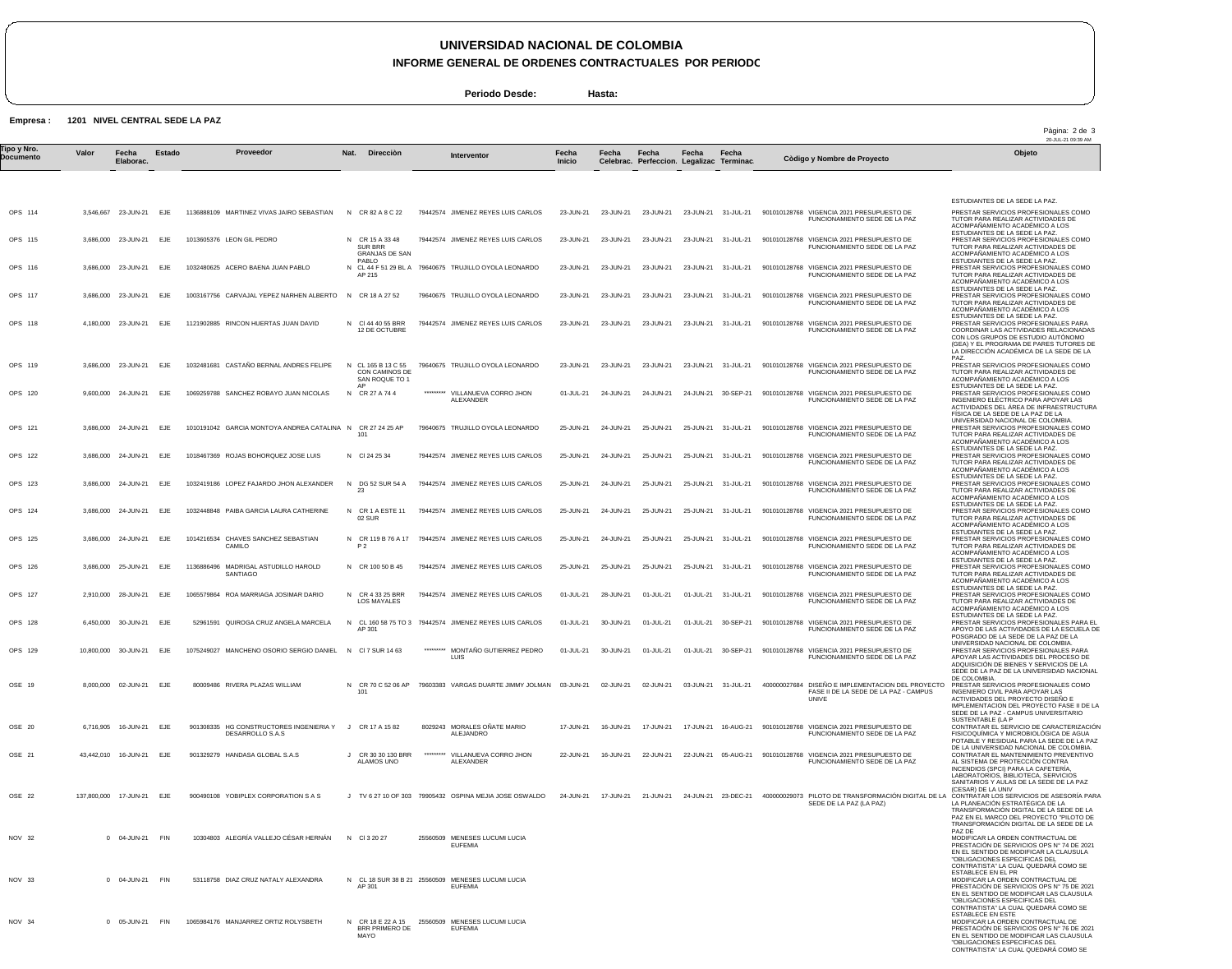# UNIVERSIDAD NACIONAL DE COLOMBIA

## INFORME GENERAL DE ORDENES CONTRACTUALES POR PERIODO

**Periodo Desde:** **Hasta:**

**Empresa : 1201 NIVEL CENTRAL SEDE LA PAZ**

20-JUL-21 09:39 AM

| Tipo y Nro. Documento | Valor | Fecha Elaborac. | Estado | Proveedor | Nat. | Dirección | Interventor | Fecha Inicio | Fecha Celebrac. | Fecha Perfeccion. | Fecha Legalizac. | Fecha Terminac. | Còdigo y Nombre de Proyecto | Objeto |
|---|---|---|---|---|---|---|---|---|---|---|---|---|---|---|
| | | | | | | | | | | | | | | ESTUDIANTES DE LA SEDE LA PAZ. |
| OPS 114 | 3,546,667 | 23-JUN-21 | EJE | 1136888109 MARTINEZ VIVAS JAIRO SEBASTIAN | N | CR 82 A 8 C 22 | 79442574 JIMENEZ REYES LUIS CARLOS | 23-JUN-21 | 23-JUN-21 | 23-JUN-21 | 23-JUN-21 | 31-JUL-21 | 901010128768 VIGENCIA 2021 PRESUPUESTO DE FUNCIONAMIENTO SEDE DE LA PAZ | PRESTAR SERVICIOS PROFESIONALES COMO TUTOR PARA REALIZAR ACTIVIDADES DE ACOMPAÑAMIENTO ACADÉMICO A LOS ESTUDIANTES DE LA SEDE LA PAZ. |
| OPS 115 | 3,686,000 | 23-JUN-21 | EJE | 1013605376 LEON GIL PEDRO | N | CR 15 A 33 48 SUR BRR GRANJAS DE SAN PABLO | 79442574 JIMENEZ REYES LUIS CARLOS | 23-JUN-21 | 23-JUN-21 | 23-JUN-21 | 23-JUN-21 | 31-JUL-21 | 901010128768 VIGENCIA 2021 PRESUPUESTO DE FUNCIONAMIENTO SEDE DE LA PAZ | PRESTAR SERVICIOS PROFESIONALES COMO TUTOR PARA REALIZAR ACTIVIDADES DE ACOMPAÑAMIENTO ACADÉMICO A LOS ESTUDIANTES DE LA SEDE LA PAZ. |
| OPS 116 | 3,686,000 | 23-JUN-21 | EJE | 1032480625 ACERO BAENA JUAN PABLO | N | CL 44 F 51 29 BL A AP 215 | 79640675 TRUJILLO OYOLA LEONARDO | 23-JUN-21 | 23-JUN-21 | 23-JUN-21 | 23-JUN-21 | 31-JUL-21 | 901010128768 VIGENCIA 2021 PRESUPUESTO DE FUNCIONAMIENTO SEDE DE LA PAZ | PRESTAR SERVICIOS PROFESIONALES COMO TUTOR PARA REALIZAR ACTIVIDADES DE ACOMPAÑAMIENTO ACADÉMICO A LOS ESTUDIANTES DE LA SEDE LA PAZ. |
| OPS 117 | 3,686,000 | 23-JUN-21 | EJE | 1003167756 CARVAJAL YEPEZ NARHEN ALBERTO | N | CR 18 A 27 52 | 79640675 TRUJILLO OYOLA LEONARDO | 23-JUN-21 | 23-JUN-21 | 23-JUN-21 | 23-JUN-21 | 31-JUL-21 | 901010128768 VIGENCIA 2021 PRESUPUESTO DE FUNCIONAMIENTO SEDE DE LA PAZ | PRESTAR SERVICIOS PROFESIONALES COMO TUTOR PARA REALIZAR ACTIVIDADES DE ACOMPAÑAMIENTO ACADÉMICO A LOS ESTUDIANTES DE LA SEDE LA PAZ. |
| OPS 118 | 4,180,000 | 23-JUN-21 | EJE | 1121902885 RINCON HUERTAS JUAN DAVID | N | Cl 44 40 55 BRR 12 DE OCTUBRE | 79442574 JIMENEZ REYES LUIS CARLOS | 23-JUN-21 | 23-JUN-21 | 23-JUN-21 | 23-JUN-21 | 31-JUL-21 | 901010128768 VIGENCIA 2021 PRESUPUESTO DE FUNCIONAMIENTO SEDE DE LA PAZ | PRESTAR SERVICIOS PROFESIONALES PARA COORDINAR LAS ACTIVIDADES RELACIONADAS CON LOS GRUPOS DE ESTUDIO AUTÓNOMO (GEA) Y EL PROGRAMA DE PARES TUTORES DE LA DIRECCIÓN ACADÉMICA DE LA SEDE DE LA PAZ. |
| OPS 119 | 3,686,000 | 23-JUN-21 | EJE | 1032481681 CASTAÑO BERNAL ANDRES FELIPE | N | CL 165 B 13 C 55 CON CAMINOS DE SAN ROQUE TO 1 AP | 79640675 TRUJILLO OYOLA LEONARDO | 23-JUN-21 | 23-JUN-21 | 23-JUN-21 | 23-JUN-21 | 31-JUL-21 | 901010128768 VIGENCIA 2021 PRESUPUESTO DE FUNCIONAMIENTO SEDE DE LA PAZ | PRESTAR SERVICIOS PROFESIONALES COMO TUTOR PARA REALIZAR ACTIVIDADES DE ACOMPAÑAMIENTO ACADÉMICO A LOS ESTUDIANTES DE LA SEDE LA PAZ. |
| OPS 120 | 9,600,000 | 24-JUN-21 | EJE | 1069259788 SANCHEZ ROBAYO JUAN NICOLAS | N | CR 27 A 74 4 | ********* VILLANUEVA CORRO JHON ALEXANDER | 01-JUL-21 | 24-JUN-21 | 24-JUN-21 | 24-JUN-21 | 30-SEP-21 | 901010128768 VIGENCIA 2021 PRESUPUESTO DE FUNCIONAMIENTO SEDE DE LA PAZ | PRESTAR SERVICIOS PROFESIONALES COMO INGENIERO ELÉCTRICO PARA APOYAR LAS ACTIVIDADES DEL ÁREA DE INFRAESTRUCTURA FÍSICA DE LA SEDE DE LA PAZ DE LA UNIVERSIDAD NACIONAL DE COLOMBIA. |
| OPS 121 | 3,686,000 | 24-JUN-21 | EJE | 1010191042 GARCIA MONTOYA ANDREA CATALINA | N | CR 27 24 25 AP 101 | 79640675 TRUJILLO OYOLA LEONARDO | 25-JUN-21 | 24-JUN-21 | 25-JUN-21 | 25-JUN-21 | 31-JUL-21 | 901010128768 VIGENCIA 2021 PRESUPUESTO DE FUNCIONAMIENTO SEDE DE LA PAZ | PRESTAR SERVICIOS PROFESIONALES COMO TUTOR PARA REALIZAR ACTIVIDADES DE ACOMPAÑAMIENTO ACADÉMICO A LOS ESTUDIANTES DE LA SEDE LA PAZ. |
| OPS 122 | 3,686,000 | 24-JUN-21 | EJE | 1018467369 ROJAS BOHORQUEZ JOSE LUIS | N | Cl 24 25 34 | 79442574 JIMENEZ REYES LUIS CARLOS | 25-JUN-21 | 24-JUN-21 | 25-JUN-21 | 25-JUN-21 | 31-JUL-21 | 901010128768 VIGENCIA 2021 PRESUPUESTO DE FUNCIONAMIENTO SEDE DE LA PAZ | PRESTAR SERVICIOS PROFESIONALES COMO TUTOR PARA REALIZAR ACTIVIDADES DE ACOMPAÑAMIENTO ACADÉMICO A LOS ESTUDIANTES DE LA SEDE LA PAZ. |
| OPS 123 | 3,686,000 | 24-JUN-21 | EJE | 1032419186 LOPEZ FAJARDO JHON ALEXANDER | N | DG 52 SUR 54 A 23 | 79442574 JIMENEZ REYES LUIS CARLOS | 25-JUN-21 | 24-JUN-21 | 25-JUN-21 | 25-JUN-21 | 31-JUL-21 | 901010128768 VIGENCIA 2021 PRESUPUESTO DE FUNCIONAMIENTO SEDE DE LA PAZ | PRESTAR SERVICIOS PROFESIONALES COMO TUTOR PARA REALIZAR ACTIVIDADES DE ACOMPAÑAMIENTO ACADÉMICO A LOS ESTUDIANTES DE LA SEDE LA PAZ. |
| OPS 124 | 3,686,000 | 24-JUN-21 | EJE | 1032448848 PAIBA GARCIA LAURA CATHERINE | N | CR 1 A ESTE 11 02 SUR | 79442574 JIMENEZ REYES LUIS CARLOS | 25-JUN-21 | 24-JUN-21 | 25-JUN-21 | 25-JUN-21 | 31-JUL-21 | 901010128768 VIGENCIA 2021 PRESUPUESTO DE FUNCIONAMIENTO SEDE DE LA PAZ | PRESTAR SERVICIOS PROFESIONALES COMO TUTOR PARA REALIZAR ACTIVIDADES DE ACOMPAÑAMIENTO ACADÉMICO A LOS ESTUDIANTES DE LA SEDE LA PAZ. |
| OPS 125 | 3,686,000 | 24-JUN-21 | EJE | 1014216534 CHAVES SANCHEZ SEBASTIAN CAMILO | N | CR 119 B 76 A 17 P 2 | 79442574 JIMENEZ REYES LUIS CARLOS | 25-JUN-21 | 24-JUN-21 | 25-JUN-21 | 25-JUN-21 | 31-JUL-21 | 901010128768 VIGENCIA 2021 PRESUPUESTO DE FUNCIONAMIENTO SEDE DE LA PAZ | PRESTAR SERVICIOS PROFESIONALES COMO TUTOR PARA REALIZAR ACTIVIDADES DE ACOMPAÑAMIENTO ACADÉMICO A LOS ESTUDIANTES DE LA SEDE LA PAZ. |
| OPS 126 | 3,686,000 | 25-JUN-21 | EJE | 1136886496 MADRIGAL ASTUDILLO HAROLD SANTIAGO | N | CR 100 50 B 45 | 79442574 JIMENEZ REYES LUIS CARLOS | 25-JUN-21 | 25-JUN-21 | 25-JUN-21 | 25-JUN-21 | 31-JUL-21 | 901010128768 VIGENCIA 2021 PRESUPUESTO DE FUNCIONAMIENTO SEDE DE LA PAZ | PRESTAR SERVICIOS PROFESIONALES COMO TUTOR PARA REALIZAR ACTIVIDADES DE ACOMPAÑAMIENTO ACADÉMICO A LOS ESTUDIANTES DE LA SEDE LA PAZ. |
| OPS 127 | 2,910,000 | 28-JUN-21 | EJE | 1065579864 ROA MARRIAGA JOSIMAR DARIO | N | CR 4 33 25 BRR LOS MAYALES | 79442574 JIMENEZ REYES LUIS CARLOS | 01-JUL-21 | 28-JUN-21 | 01-JUL-21 | 01-JUL-21 | 31-JUL-21 | 901010128768 VIGENCIA 2021 PRESUPUESTO DE FUNCIONAMIENTO SEDE DE LA PAZ | PRESTAR SERVICIOS PROFESIONALES COMO TUTOR PARA REALIZAR ACTIVIDADES DE ACOMPAÑAMIENTO ACADÉMICO A LOS ESTUDIANTES DE LA SEDE LA PAZ. |
| OPS 128 | 6,450,000 | 30-JUN-21 | EJE | 52961591 QUIROGA CRUZ ANGELA MARCELA | N | CL 160 58 75 TO 3 AP 301 | 79442574 JIMENEZ REYES LUIS CARLOS | 01-JUL-21 | 30-JUN-21 | 01-JUL-21 | 01-JUL-21 | 30-SEP-21 | 901010128768 VIGENCIA 2021 PRESUPUESTO DE FUNCIONAMIENTO SEDE DE LA PAZ | PRESTAR SERVICIOS PROFESIONALES PARA EL APOYO DE LAS ACTIVIDADES DE LA ESCUELA DE POSGRADO DE LA SEDE DE LA PAZ DE LA UNIVERSIDAD NACIONAL DE COLOMBIA. |
| OPS 129 | 10,800,000 | 30-JUN-21 | EJE | 1075249027 MANCHENO OSORIO SERGIO DANIEL | N | Cl 7 SUR 14 63 | ********* MONTAÑO GUTIERREZ PEDRO LUIS | 01-JUL-21 | 30-JUN-21 | 01-JUL-21 | 01-JUL-21 | 30-SEP-21 | 901010128768 VIGENCIA 2021 PRESUPUESTO DE FUNCIONAMIENTO SEDE DE LA PAZ | PRESTAR SERVICIOS PROFESIONALES PARA APOYAR LAS ACTIVIDADES DEL PROCESO DE ADQUISICIÓN DE BIENES Y SERVICIOS DE LA SEDE DE LA PAZ DE LA UNIVERSIDAD NACIONAL DE COLOMBIA. |
| OSE 19 | 8,000,000 | 02-JUN-21 | EJE | 80009486 RIVERA PLAZAS WILLIAM | N | CR 70 C 52 06 AP 101 | 79603383 VARGAS DUARTE JIMMY JOLMAN | 03-JUN-21 | 02-JUN-21 | 02-JUN-21 | 03-JUN-21 | 31-JUL-21 | 400000027684 DISEÑO E IMPLEMENTACION DEL PROYECTO FASE II DE LA SEDE DE LA PAZ - CAMPUS UNIVE | PRESTAR SERVICIOS PROFESIONALES COMO INGENIERO CIVIL PARA APOYAR LAS ACTIVIDADES DEL PROYECTO DISEÑO E IMPLEMENTACION DEL PROYECTO FASE II DE LA SEDE DE LA PAZ - CAMPUS UNIVERSITARIO SUSTENTABLE (LA P |
| OSE 20 | 6,716,905 | 16-JUN-21 | EJE | 901308335 HG CONSTRUCTORES INGENIERIA Y DESARROLLO S.A.S | J | CR 17 A 15 82 | 8029243 MORALES OÑATE MARIO ALEJANDRO | 17-JUN-21 | 16-JUN-21 | 17-JUN-21 | 17-JUN-21 | 16-AUG-21 | 901010128768 VIGENCIA 2021 PRESUPUESTO DE FUNCIONAMIENTO SEDE DE LA PAZ | CONTRATAR EL SERVICIO DE CARACTERIZACIÓN FISICOQUÍMICA Y MICROBIOLÓGICA DE AGUA POTABLE Y RESIDUAL PARA LA SEDE DE LA PAZ DE LA UNIVERSIDAD NACIONAL DE COLOMBIA. |
| OSE 21 | 43,442,010 | 16-JUN-21 | EJE | 901329279 HANDASA GLOBAL S.A.S | J | CR 30 30 130 BRR ALAMOS UNO | ********* VILLANUEVA CORRO JHON ALEXANDER | 22-JUN-21 | 16-JUN-21 | 22-JUN-21 | 22-JUN-21 | 05-AUG-21 | 901010128768 VIGENCIA 2021 PRESUPUESTO DE FUNCIONAMIENTO SEDE DE LA PAZ | CONTRATAR EL MANTENIMIENTO PREVENTIVO AL SISTEMA DE PROTECCIÓN CONTRA INCENDIOS (SPCI) PARA LA CAFETERÍA, LABORATORIOS, BIBLIOTECA, SERVICIOS SANITARIOS Y AULAS DE LA SEDE DE LA PAZ (CESAR) DE LA UNIV |
| OSE 22 | 137,800,000 | 17-JUN-21 | EJE | 900490108 YOBIPLEX CORPORATION S A S | J | TV 6 27 10 OF 303 | 79905432 OSPINA MEJIA JOSE OSWALDO | 24-JUN-21 | 17-JUN-21 | 21-JUN-21 | 24-JUN-21 | 23-DEC-21 | 400000029073 PILOTO DE TRANSFORMACIÓN DIGITAL DE LA SEDE DE LA PAZ (LA PAZ) | CONTRATAR LOS SERVICIOS DE ASESORÍA PARA LA PLANEACIÓN ESTRATÉGICA DE LA TRANSFORMACIÓN DIGITAL DE LA SEDE DE LA PAZ EN EL MARCO DEL PROYECTO "PILOTO DE TRANSFORMACIÓN DIGITAL DE LA SEDE DE LA PAZ DE |
| NOV 32 | 0 | 04-JUN-21 | FIN | 10304803 ALEGRÍA VALLEJO CÉSAR HERNÁN | N | Cl 3 20 27 | 25560509 MENESES LUCUMI LUCIA EUFEMIA | | | | | | | MODIFICAR LA ORDEN CONTRACTUAL DE PRESTACIÓN DE SERVICIOS OPS N° 74 DE 2021 EN EL SENTIDO DE MODIFICAR LA CLAUSULA "OBLIGACIONES ESPECIFICAS DEL CONTRATISTA" LA CUAL QUEDARÁ COMO SE ESTABLECE EN EL PR |
| NOV 33 | 0 | 04-JUN-21 | FIN | 53118758 DIAZ CRUZ NATALY ALEXANDRA | N | CL 18 SUR 38 B 21 AP 301 | 25560509 MENESES LUCUMI LUCIA EUFEMIA | | | | | | | MODIFICAR LA ORDEN CONTRACTUAL DE PRESTACIÓN DE SERVICIOS OPS N° 75 DE 2021 EN EL SENTIDO DE MODIFICAR LAS CLAUSULA "OBLIGACIONES ESPECIFICAS DEL CONTRATISTA" LA CUAL QUEDARÁ COMO SE ESTABLECE EN ESTE |
| NOV 34 | 0 | 05-JUN-21 | FIN | 1065984176 MANJARREZ ORTIZ ROLYSBETH | N | CR 18 E 22 A 15 BRR PRIMERO DE MAYO | 25560509 MENESES LUCUMI LUCIA EUFEMIA | | | | | | | MODIFICAR LA ORDEN CONTRACTUAL DE PRESTACIÓN DE SERVICIOS OPS N° 76 DE 2021 EN EL SENTIDO DE MODIFICAR LAS CLAUSULA "OBLIGACIONES ESPECIFICAS DEL CONTRATISTA" LA CUAL QUEDARÁ COMO SE |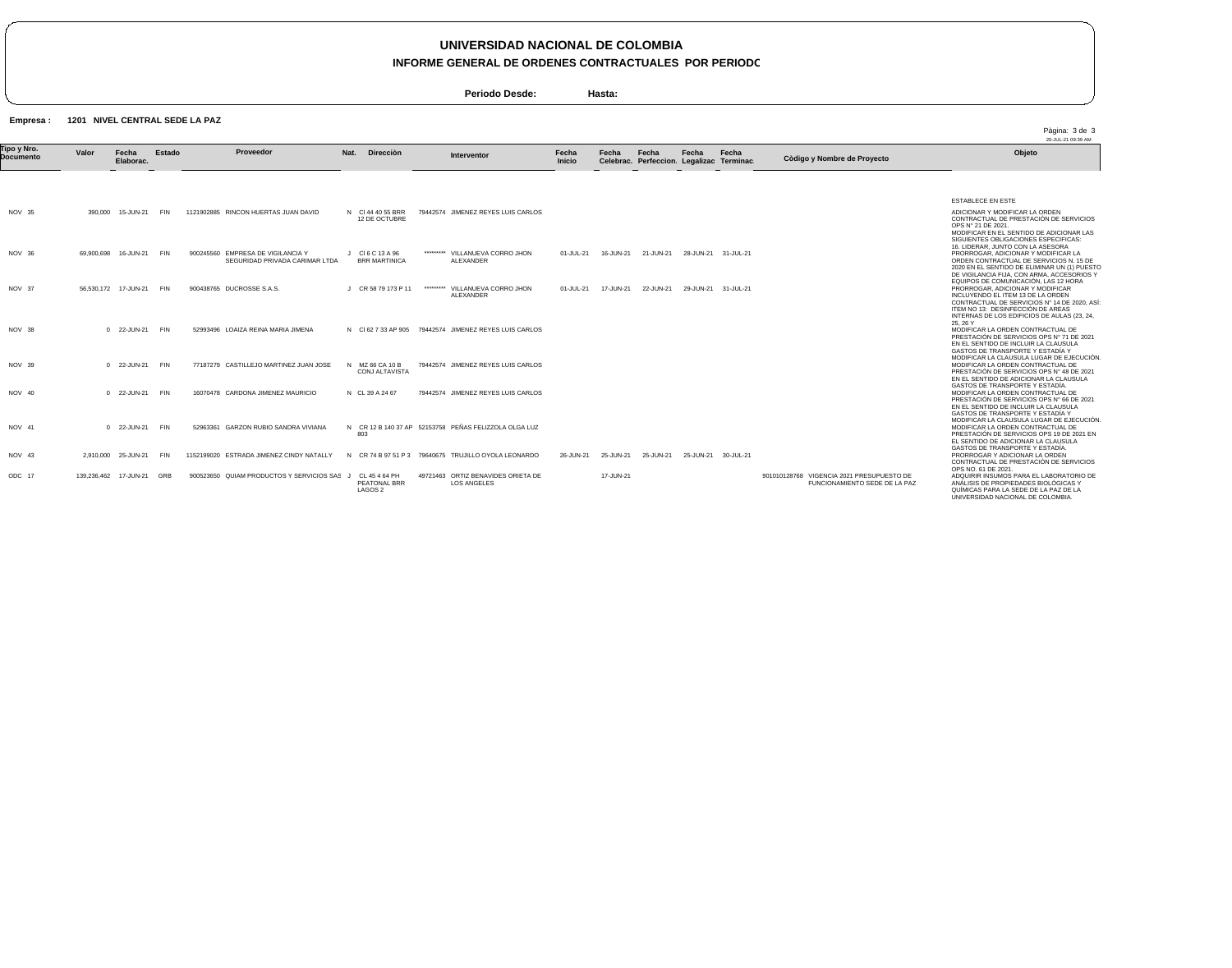# UNIVERSIDAD NACIONAL DE COLOMBIA

## INFORME GENERAL DE ORDENES CONTRACTUALES POR PERIODO

**Periodo Desde:** **Hasta:**

**Empresa : 1201 NIVEL CENTRAL SEDE LA PAZ**

20-JUL-21 09:39 AM

| Tipo y Nro. Documento | Valor | Fecha Elaborac. | Estado | Proveedor | Nat. | Dirección | Interventor | Fecha Inicio | Fecha Celebrac. | Fecha Perfeccion. | Fecha Legalizac | Fecha Terminac | Còdigo y Nombre de Proyecto | Objeto |
|---|---|---|---|---|---|---|---|---|---|---|---|---|---|---|
| | | | | | | | | | | | | | | ESTABLECE EN ESTE |
| NOV 35 | 390,000 | 15-JUN-21 | FIN | 1121902885 RINCON HUERTAS JUAN DAVID | N | Cl 44 40 55 BRR 12 DE OCTUBRE | 79442574 JIMENEZ REYES LUIS CARLOS | | | | | | | ADICIONAR Y MODIFICAR LA ORDEN CONTRACTUAL DE PRESTACIÓN DE SERVICIOS OPS N° 21 DE 2021. MODIFICAR EN EL SENTIDO DE ADICIONAR LAS SIGUIENTES OBLIGACIONES ESPECIFICAS: 16. LIDERAR, JUNTO CON LA ASESORA |
| NOV 36 | 69,900,698 | 16-JUN-21 | FIN | 900245560 EMPRESA DE VIGILANCIA Y SEGURIDAD PRIVADA CARIMAR LTDA | J | Cl 6 C 13 A 96 BRR MARTINICA | ********* VILLANUEVA CORRO JHON ALEXANDER | 01-JUL-21 | 16-JUN-21 | 21-JUN-21 | 28-JUN-21 | 31-JUL-21 | | PRORROGAR, ADICIONAR Y MODIFICAR LA ORDEN CONTRACTUAL DE SERVICIOS N. 15 DE 2020 EN EL SENTIDO DE ELIMINAR UN (1) PUESTO DE VIGILANCIA FIJA, CON ARMA, ACCESORIOS Y EQUIPOS DE COMUNICACIÓN, LAS 12 HORA |
| NOV 37 | 56,530,172 | 17-JUN-21 | FIN | 900438765 DUCROSSE S.A.S. | J | CR 58 79 173 P 11 | ********* VILLANUEVA CORRO JHON ALEXANDER | 01-JUL-21 | 17-JUN-21 | 22-JUN-21 | 29-JUN-21 | 31-JUL-21 | | PRORROGAR, ADICIONAR Y MODIFICAR INCLUYENDO EL ITEM 13 DE LA ORDEN CONTRACTUAL DE SERVICIOS N° 14 DE 2020, ASÍ: ITEM NO 13: DESINFECCIÓN DE AREAS INTERNAS DE LOS EDIFICIOS DE AULAS (23, 24, 25, 26 Y |
| NOV 38 | 0 | 22-JUN-21 | FIN | 52993496 LOAIZA REINA MARIA JIMENA | N | Cl 62 7 33 AP 905 | 79442574 JIMENEZ REYES LUIS CARLOS | | | | | | | MODIFICAR LA ORDEN CONTRACTUAL DE PRESTACIÓN DE SERVICIOS OPS N° 71 DE 2021 EN EL SENTIDO DE INCLUIR LA CLAUSULA GASTOS DE TRANSPORTE Y ESTADÍA Y MODIFICAR LA CLAUSULA LUGAR DE EJECUCIÓN. |
| NOV 39 | 0 | 22-JUN-21 | FIN | 77187279 CASTILLEJO MARTINEZ JUAN JOSE | N | MZ 66 CA 10 B CONJ ALTAVISTA | 79442574 JIMENEZ REYES LUIS CARLOS | | | | | | | MODIFICAR LA ORDEN CONTRACTUAL DE PRESTACIÓN DE SERVICIOS OPS N° 48 DE 2021 EN EL SENTIDO DE ADICIONAR LA CLAUSULA GASTOS DE TRANSPORTE Y ESTADÍA. |
| NOV 40 | 0 | 22-JUN-21 | FIN | 16070478 CARDONA JIMENEZ MAURICIO | N | CL 39 A 24 67 | 79442574 JIMENEZ REYES LUIS CARLOS | | | | | | | MODIFICAR LA ORDEN CONTRACTUAL DE PRESTACIÓN DE SERVICIOS OPS N° 66 DE 2021 EN EL SENTIDO DE INCLUIR LA CLAUSULA GASTOS DE TRANSPORTE Y ESTADÍA Y MODIFICAR LA CLAUSULA LUGAR DE EJECUCIÓN. |
| NOV 41 | 0 | 22-JUN-21 | FIN | 52963361 GARZON RUBIO SANDRA VIVIANA | N | CR 12 B 140 37 AP 803 | 52153758 PEÑAS FELIZZOLA OLGA LUZ | | | | | | | MODIFICAR LA ORDEN CONTRACTUAL DE PRESTACIÓN DE SERVICIOS OPS 19 DE 2021 EN EL SENTIDO DE ADICIONAR LA CLAUSULA GASTOS DE TRANSPORTE Y ESTADÍA. |
| NOV 43 | 2,910,000 | 25-JUN-21 | FIN | 1152199020 ESTRADA JIMENEZ CINDY NATALLY | N | CR 74 B 97 51 P 3 | 79640675 TRUJILLO OYOLA LEONARDO | 26-JUN-21 | 25-JUN-21 | 25-JUN-21 | 25-JUN-21 | 30-JUL-21 | | PRORROGAR Y ADICIONAR LA ORDEN CONTRACTUAL DE PRESTACIÓN DE SERVICIOS OPS NO. 61 DE 2021. |
| ODC 17 | 139,236,462 | 17-JUN-21 | GRB | 900523650 QUIAM PRODUCTOS Y SERVICIOS SAS | J | CL 45 4 64 PH PEATONAL BRR LAGOS 2 | 49721463 ORTIZ BENAVIDES ORIETA DE LOS ANGELES | | 17-JUN-21 | | | | 901010128768 VIGENCIA 2021 PRESUPUESTO DE FUNCIONAMIENTO SEDE DE LA PAZ | ADQUIRIR INSUMOS PARA EL LABORATORIO DE ANÁLISIS DE PROPIEDADES BIOLÓGICAS Y QUÍMICAS PARA LA SEDE DE LA PAZ DE LA UNIVERSIDAD NACIONAL DE COLOMBIA. |